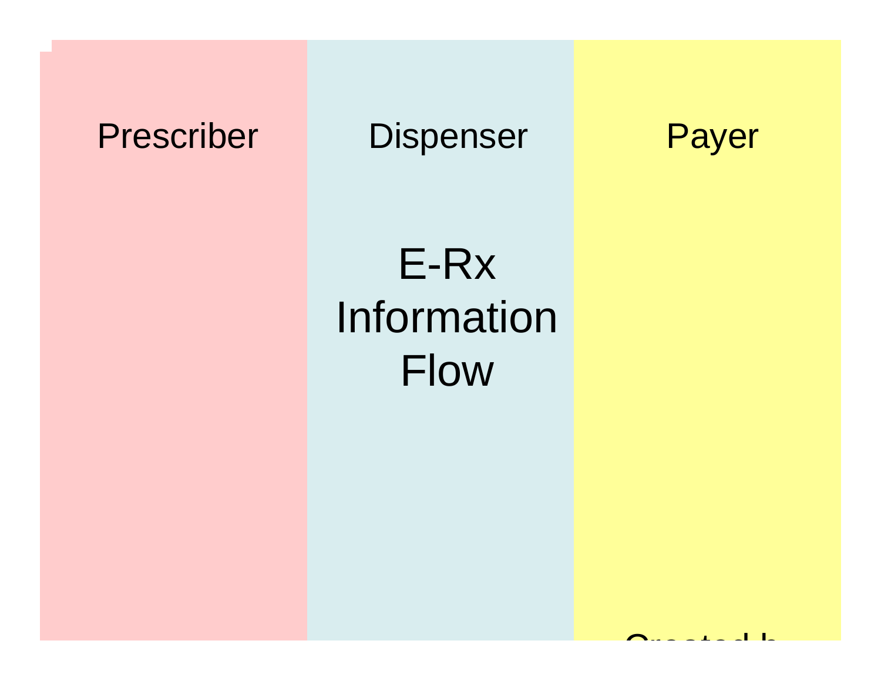# E-Rx Information Flow

| Prescriber | Dispenser | Payer |
| --- | --- | --- |

Created b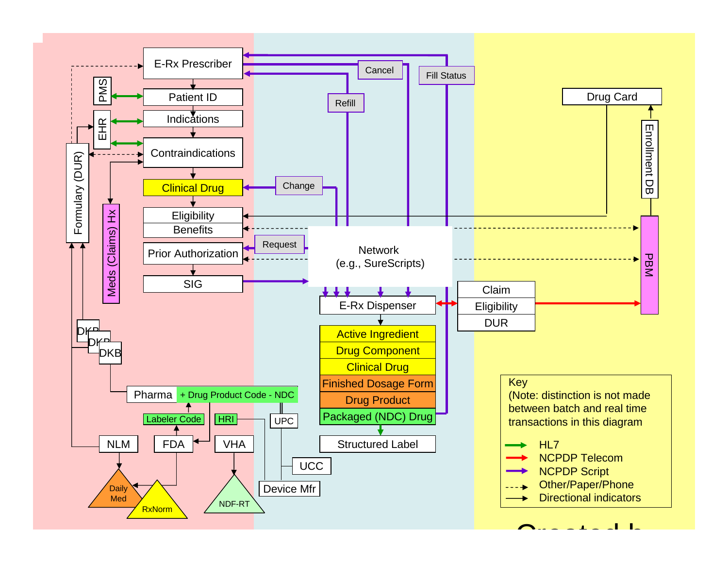E-Rx Prescriber

Patient ID

Indications

Contraindications

Clinical Drug

Eligibility

Benefits

Prior Authorization

SIG

PMS

EHR

Formulary (DUR)

Meds (Claims) Hx

DKB

DKB

DKB

Pharma + Drug Product Code - NDC

Labeler Code

HRI

UPC

NLM

FDA

VHA

UCC

Device Mfr

Daily Med

RxNorm

NDF-RT

Cancel

Fill Status

Refill

Change

Request

Network (e.g., SureScripts)

E-Rx Dispenser

Active Ingredient

Drug Component

Clinical Drug

Finished Dosage Form

Drug Product

Packaged (NDC) Drug

Structured Label

Claim

Eligibility

DUR

Drug Card

Enrollment DB

PBM

Key
(Note: distinction is not made between batch and real time transactions in this diagram

- HL7
- NCPDP Telecom
- NCPDP Script
- Other/Paper/Phone
- Directional indicators

Created b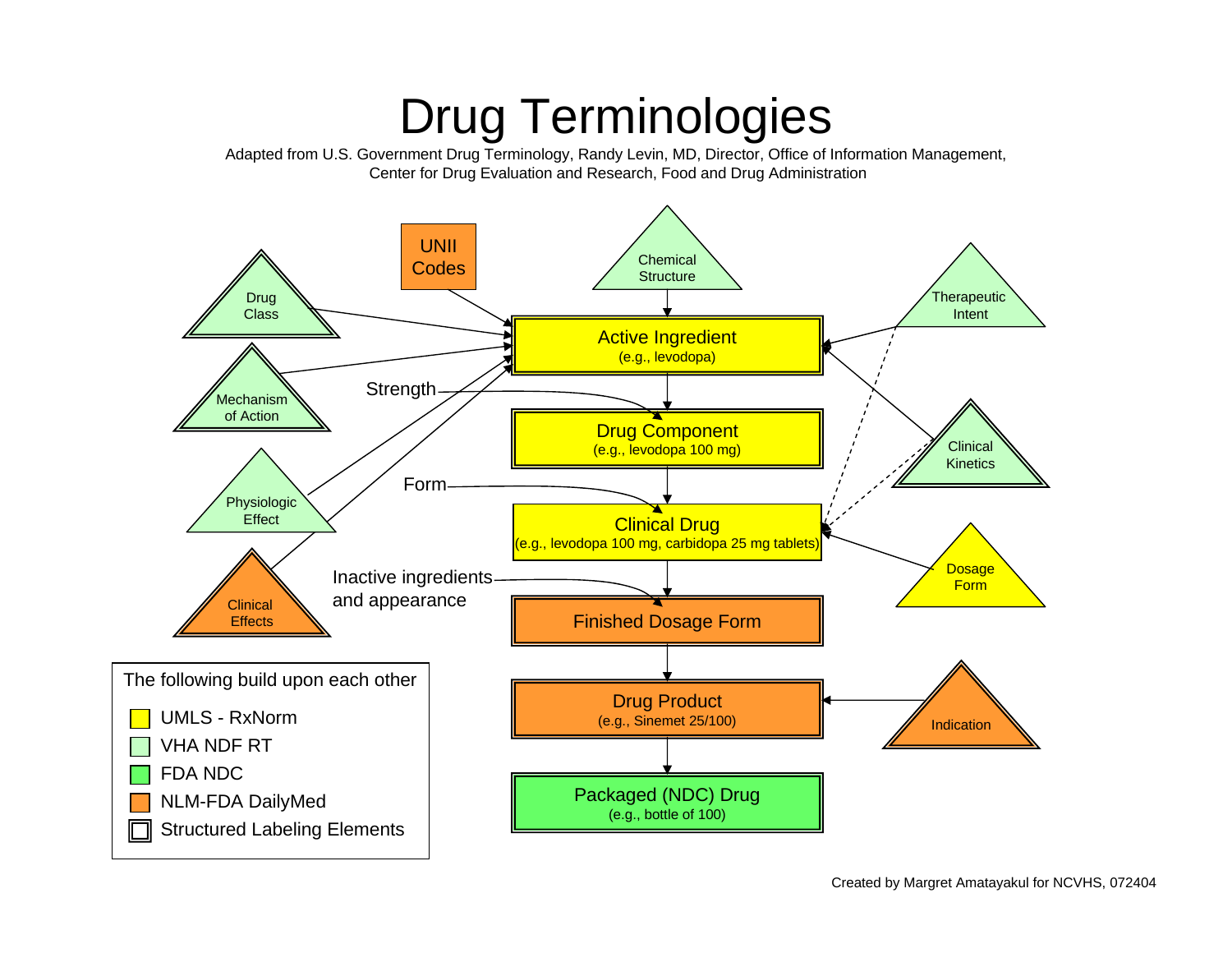# Drug Terminologies

Adapted from U.S. Government Drug Terminology, Randy Levin, MD, Director, Office of Information Management, Center for Drug Evaluation and Research, Food and Drug Administration

UNII Codes

Chemical Structure

Drug Class

Mechanism of Action

Therapeutic Intent

Active Ingredient
(e.g., levodopa)

Strength

Drug Component
(e.g., levodopa 100 mg)

Clinical Kinetics

Physiologic Effect

Form

Clinical Drug
(e.g., levodopa 100 mg, carbidopa 25 mg tablets)

Dosage Form

Clinical Effects

Inactive ingredients and appearance

Finished Dosage Form

Drug Product
(e.g., Sinemet 25/100)

Indication

Packaged (NDC) Drug
(e.g., bottle of 100)

The following build upon each other

- UMLS - RxNorm
- VHA NDF RT
- FDA NDC
- NLM-FDA DailyMed
- Structured Labeling Elements

Created by Margret Amatayakul for NCVHS, 072404